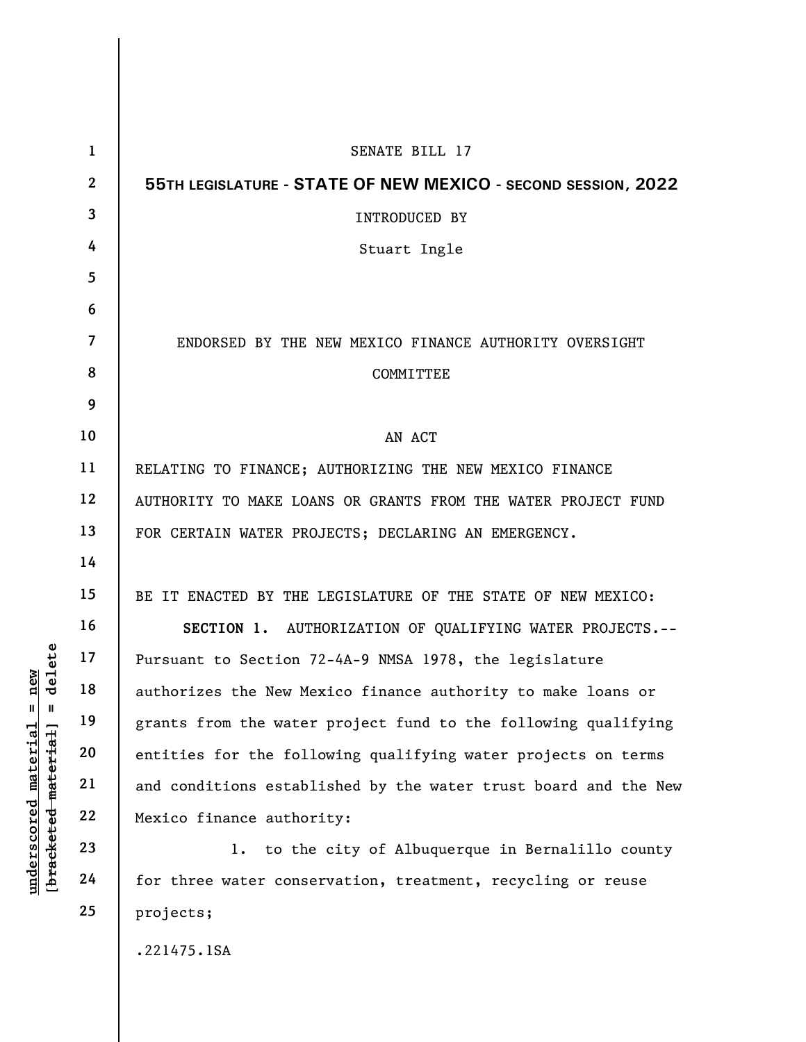SENATE BILL 17

**55TH LEGISLATURE - STATE OF NEW MEXICO - SECOND SESSION, 2022**

INTRODUCED BY

Stuart Ingle

ENDORSED BY THE NEW MEXICO FINANCE AUTHORITY OVERSIGHT COMMITTEE

AN ACT

RELATING TO FINANCE; AUTHORIZING THE NEW MEXICO FINANCE AUTHORITY TO MAKE LOANS OR GRANTS FROM THE WATER PROJECT FUND FOR CERTAIN WATER PROJECTS; DECLARING AN EMERGENCY.

BE IT ENACTED BY THE LEGISLATURE OF THE STATE OF NEW MEXICO:

**SECTION 1.** AUTHORIZATION OF QUALIFYING WATER PROJECTS.--Pursuant to Section 72-4A-9 NMSA 1978, the legislature authorizes the New Mexico finance authority to make loans or grants from the water project fund to the following qualifying entities for the following qualifying water projects on terms and conditions established by the water trust board and the New Mexico finance authority:

1. to the city of Albuquerque in Bernalillo county for three water conservation, treatment, recycling or reuse projects;

.221475.1SA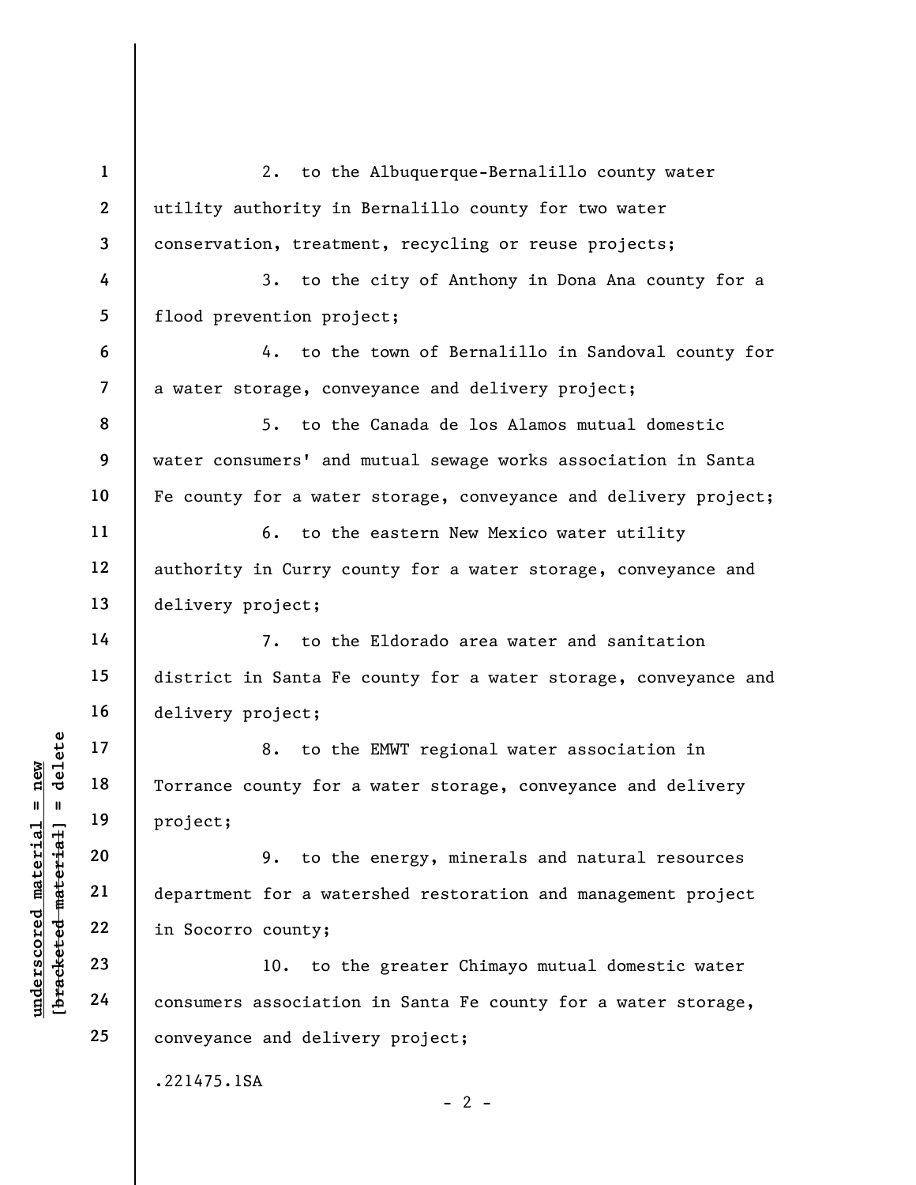2. to the Albuquerque-Bernalillo county water utility authority in Bernalillo county for two water conservation, treatment, recycling or reuse projects;

3. to the city of Anthony in Dona Ana county for a flood prevention project;

4. to the town of Bernalillo in Sandoval county for a water storage, conveyance and delivery project;

5. to the Canada de los Alamos mutual domestic water consumers' and mutual sewage works association in Santa Fe county for a water storage, conveyance and delivery project;

6. to the eastern New Mexico water utility authority in Curry county for a water storage, conveyance and delivery project;

7. to the Eldorado area water and sanitation district in Santa Fe county for a water storage, conveyance and delivery project;

8. to the EMWT regional water association in Torrance county for a water storage, conveyance and delivery project;

9. to the energy, minerals and natural resources department for a watershed restoration and management project in Socorro county;

10. to the greater Chimayo mutual domestic water consumers association in Santa Fe county for a water storage, conveyance and delivery project;

.221475.1SA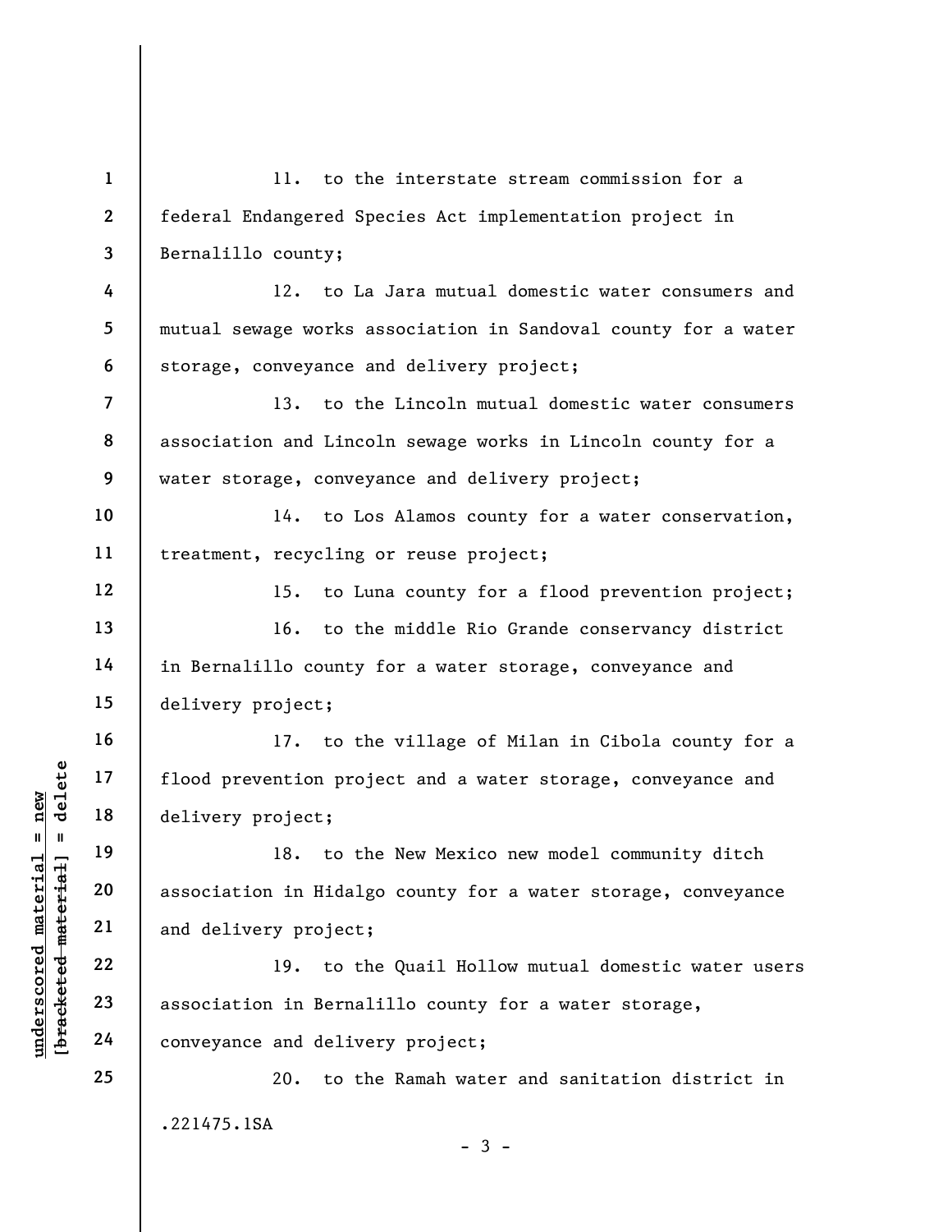11. to the interstate stream commission for a federal Endangered Species Act implementation project in Bernalillo county;

12. to La Jara mutual domestic water consumers and mutual sewage works association in Sandoval county for a water storage, conveyance and delivery project;

13. to the Lincoln mutual domestic water consumers association and Lincoln sewage works in Lincoln county for a water storage, conveyance and delivery project;

14. to Los Alamos county for a water conservation, treatment, recycling or reuse project;

15. to Luna county for a flood prevention project;

16. to the middle Rio Grande conservancy district in Bernalillo county for a water storage, conveyance and delivery project;

17. to the village of Milan in Cibola county for a flood prevention project and a water storage, conveyance and delivery project;

18. to the New Mexico new model community ditch association in Hidalgo county for a water storage, conveyance and delivery project;

19. to the Quail Hollow mutual domestic water users association in Bernalillo county for a water storage, conveyance and delivery project;

20. to the Ramah water and sanitation district in

.221475.1SA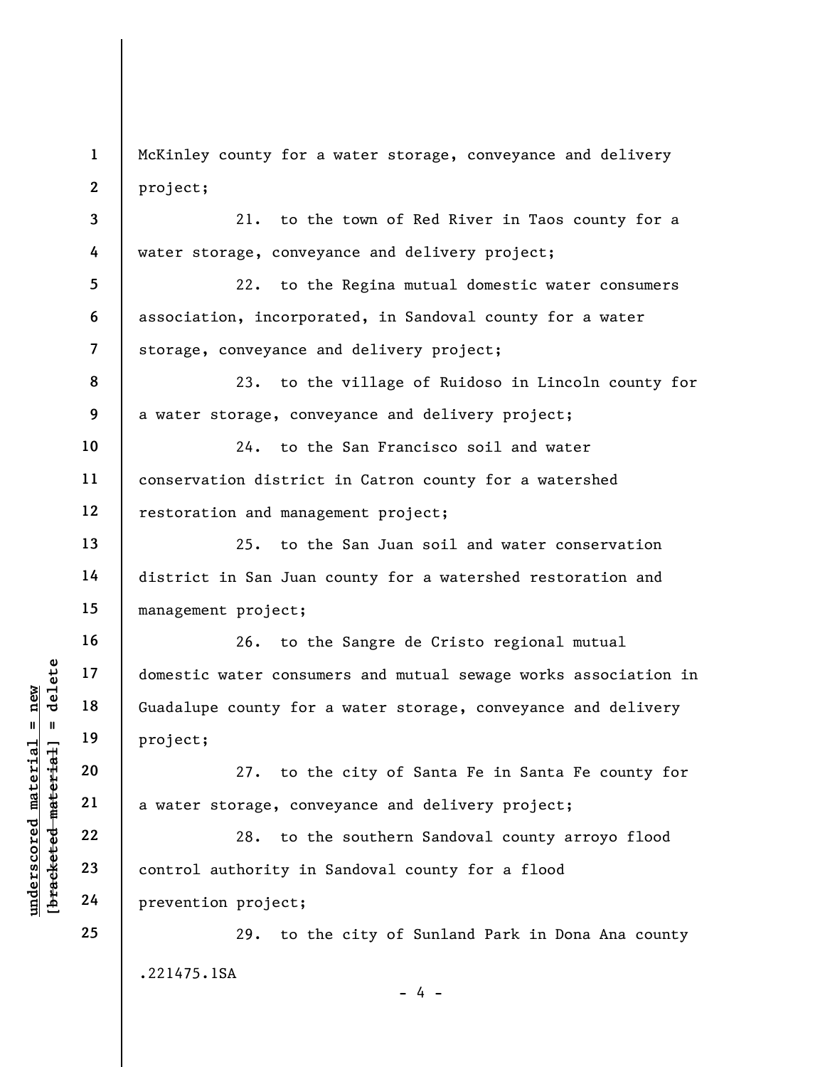McKinley county for a water storage, conveyance and delivery project;

21. to the town of Red River in Taos county for a water storage, conveyance and delivery project;

22. to the Regina mutual domestic water consumers association, incorporated, in Sandoval county for a water storage, conveyance and delivery project;

23. to the village of Ruidoso in Lincoln county for a water storage, conveyance and delivery project;

24. to the San Francisco soil and water conservation district in Catron county for a watershed restoration and management project;

25. to the San Juan soil and water conservation district in San Juan county for a watershed restoration and management project;

26. to the Sangre de Cristo regional mutual domestic water consumers and mutual sewage works association in Guadalupe county for a water storage, conveyance and delivery project;

27. to the city of Santa Fe in Santa Fe county for a water storage, conveyance and delivery project;

28. to the southern Sandoval county arroyo flood control authority in Sandoval county for a flood prevention project;

29. to the city of Sunland Park in Dona Ana county

.221475.1SA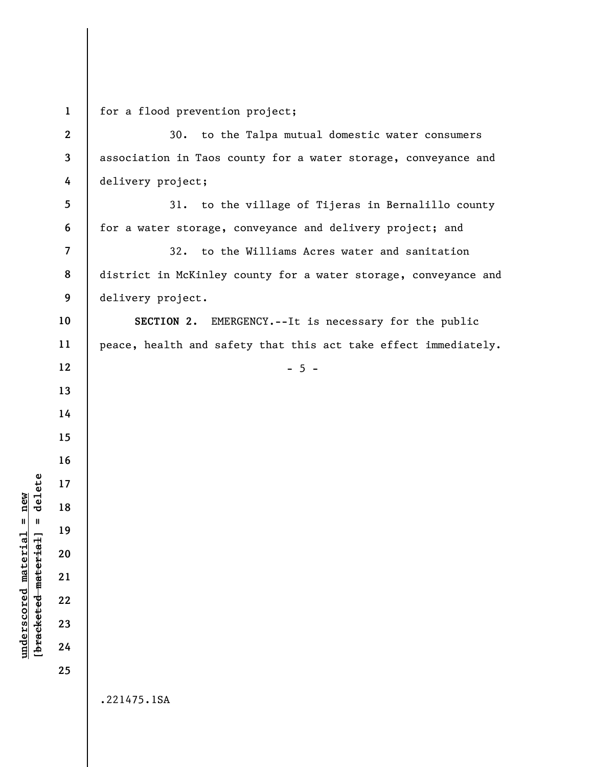for a flood prevention project;

30. to the Talpa mutual domestic water consumers association in Taos county for a water storage, conveyance and delivery project;

31. to the village of Tijeras in Bernalillo county for a water storage, conveyance and delivery project; and

32. to the Williams Acres water and sanitation district in McKinley county for a water storage, conveyance and delivery project.

**SECTION 2.** EMERGENCY.--It is necessary for the public peace, health and safety that this act take effect immediately.

.221475.1SA